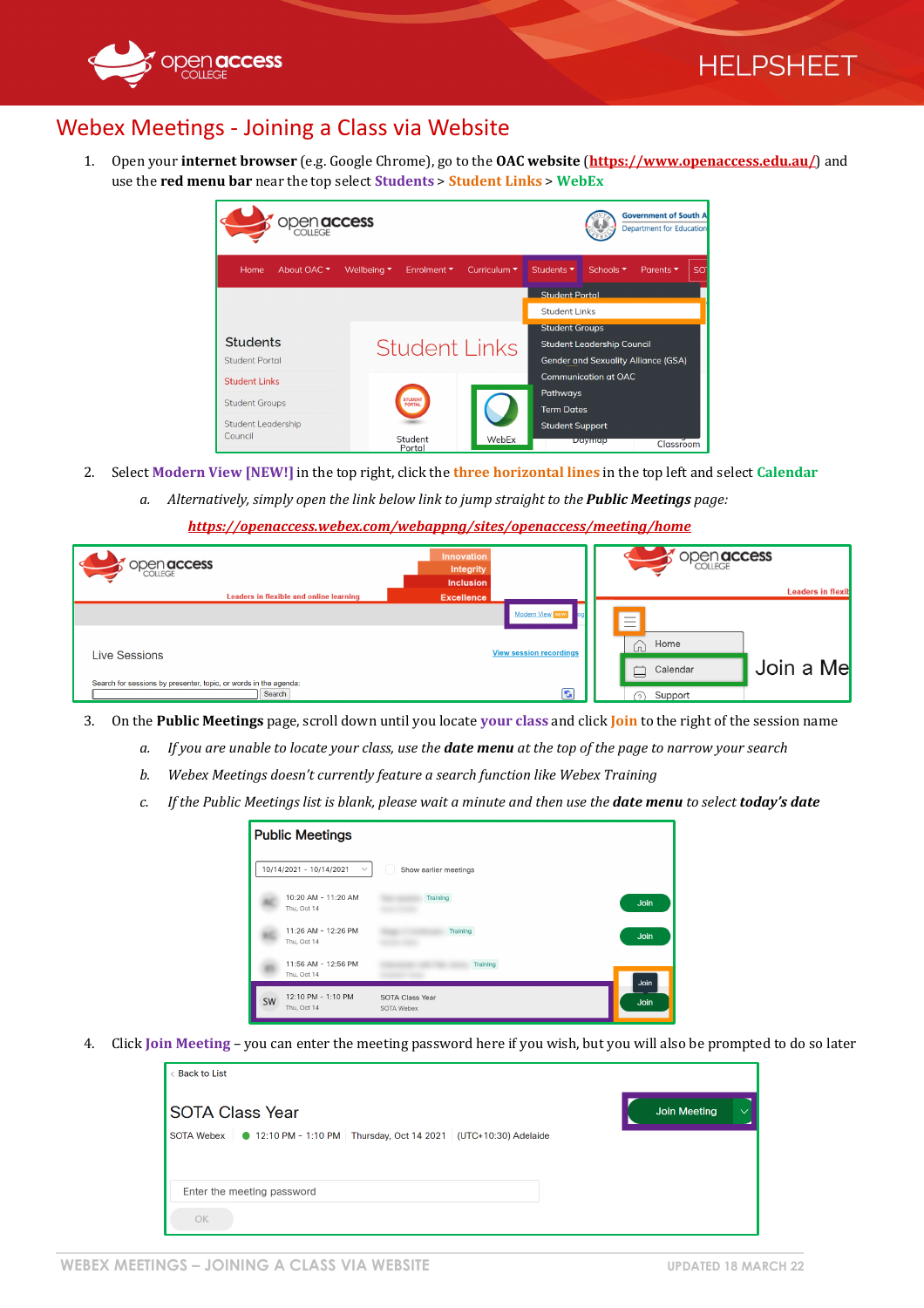# Webex Meetings - Joining a Class via Website

1. Open your **internet browser** (e.g. Google Chrome), go to the **OAC website** (https://www.openaccess.edu.au/) and use the **red menu bar** near the top select **Students** > **Student Links** > **WebEx**

2. Select **Modern View [NEW!]** in the top right, click the **three horizontal lines** in the top left and select **Calendar**
   a. *Alternatively, simply open the link below link to jump straight to the* ***Public Meetings*** *page:*

      **https://openaccess.webex.com/webappng/sites/openaccess/meeting/home**

3. On the **Public Meetings** page, scroll down until you locate **your class** and click **Join** to the right of the session name
   a. *If you are unable to locate your class, use the* ***date menu*** *at the top of the page to narrow your search*
   b. *Webex Meetings doesn't currently feature a search function like Webex Training*
   c. *If the Public Meetings list is blank, please wait a minute and then use the* ***date menu*** *to select* ***today's date***

4. Click **Join Meeting** – you can enter the meeting password here if you wish, but you will also be prompted to do so later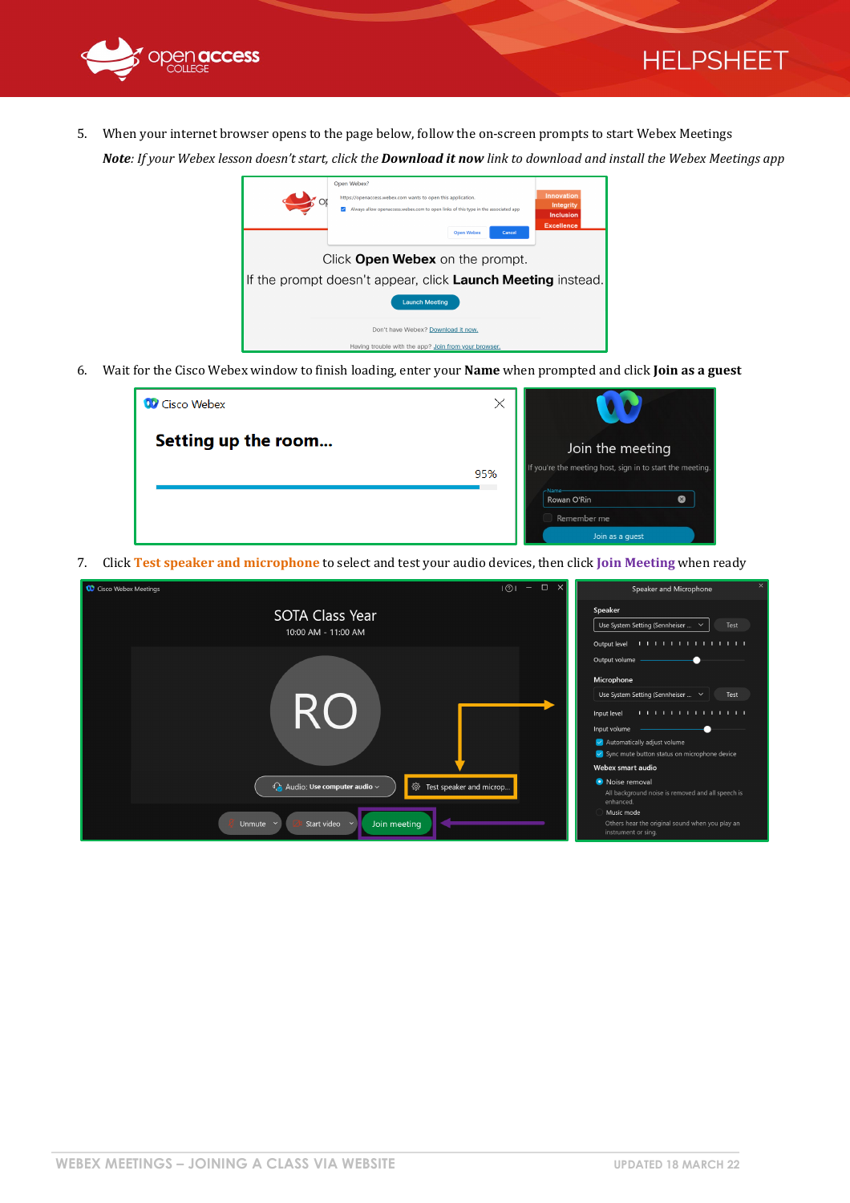5. When your internet browser opens to the page below, follow the on-screen prompts to start Webex Meetings

   ***Note**: If your Webex lesson doesn't start, click the **Download it now** link to download and install the Webex Meetings app*

6. Wait for the Cisco Webex window to finish loading, enter your **Name** when prompted and click **Join as a guest**

7. Click **Test speaker and microphone** to select and test your audio devices, then click **Join Meeting** when ready